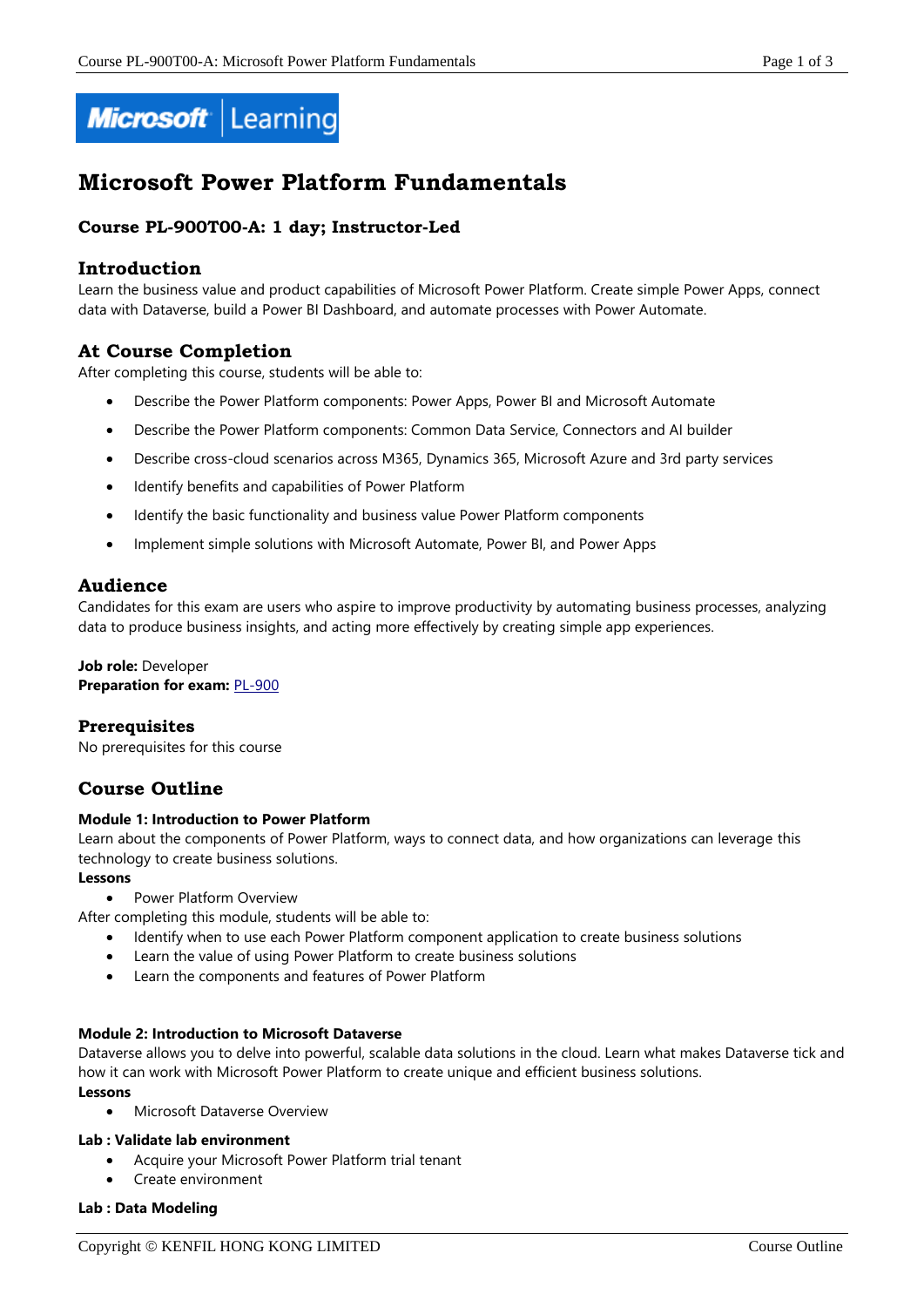# Microsoft Power Platform Fundamentals

### Course PL-900T00-A: 1 day; Instructor-Led

## Introduction

Learn the business value and product capabilities of Microsoft Power Platform. Create simple Power Apps, connect data with Dataverse, build a Power BI Dashboard, and automate processes with Power Automate.

## At Course Completion

After completing this course, students will be able to:

- Describe the Power Platform components: Power Apps, Power BI and Microsoft Automate
- Describe the Power Platform components: Common Data Service, Connectors and AI builder
- Describe cross-cloud scenarios across M365, Dynamics 365, Microsoft Azure and 3rd party services
- Identify benefits and capabilities of Power Platform
- Identify the basic functionality and business value Power Platform components
- Implement simple solutions with Microsoft Automate, Power BI, and Power Apps

## Audience

Candidates for this exam are users who aspire to improve productivity by automating business processes, analyzing data to produce business insights, and acting more effectively by creating simple app experiences.

**Job role:** Developer
**Preparation for exam:** PL-900

### Prerequisites

No prerequisites for this course

## Course Outline

**Module 1: Introduction to Power Platform**
Learn about the components of Power Platform, ways to connect data, and how organizations can leverage this technology to create business solutions.
**Lessons**

- Power Platform Overview

After completing this module, students will be able to:

- Identify when to use each Power Platform component application to create business solutions
- Learn the value of using Power Platform to create business solutions
- Learn the components and features of Power Platform

**Module 2: Introduction to Microsoft Dataverse**
Dataverse allows you to delve into powerful, scalable data solutions in the cloud. Learn what makes Dataverse tick and how it can work with Microsoft Power Platform to create unique and efficient business solutions.
**Lessons**

- Microsoft Dataverse Overview

**Lab : Validate lab environment**

- Acquire your Microsoft Power Platform trial tenant
- Create environment

**Lab : Data Modeling**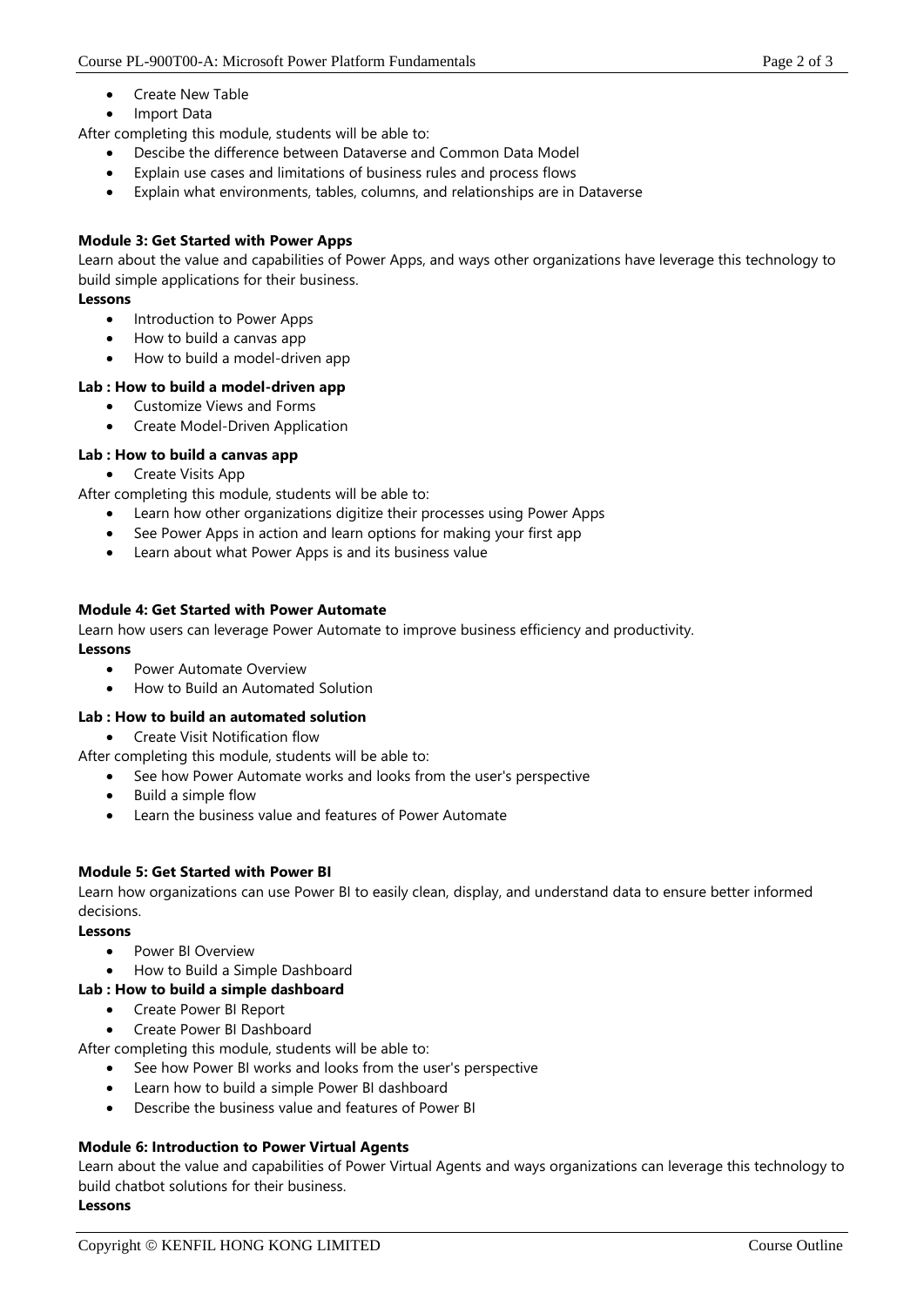- Create New Table
- Import Data

After completing this module, students will be able to:

- Descibe the difference between Dataverse and Common Data Model
- Explain use cases and limitations of business rules and process flows
- Explain what environments, tables, columns, and relationships are in Dataverse

**Module 3: Get Started with Power Apps**

Learn about the value and capabilities of Power Apps, and ways other organizations have leverage this technology to build simple applications for their business.

**Lessons**

- Introduction to Power Apps
- How to build a canvas app
- How to build a model-driven app

**Lab : How to build a model-driven app**

- Customize Views and Forms
- Create Model-Driven Application

**Lab : How to build a canvas app**

- Create Visits App

After completing this module, students will be able to:

- Learn how other organizations digitize their processes using Power Apps
- See Power Apps in action and learn options for making your first app
- Learn about what Power Apps is and its business value

**Module 4: Get Started with Power Automate**

Learn how users can leverage Power Automate to improve business efficiency and productivity.

**Lessons**

- Power Automate Overview
- How to Build an Automated Solution

**Lab : How to build an automated solution**

- Create Visit Notification flow

After completing this module, students will be able to:

- See how Power Automate works and looks from the user's perspective
- Build a simple flow
- Learn the business value and features of Power Automate

**Module 5: Get Started with Power BI**

Learn how organizations can use Power BI to easily clean, display, and understand data to ensure better informed decisions.

**Lessons**

- Power BI Overview
- How to Build a Simple Dashboard

**Lab : How to build a simple dashboard**

- Create Power BI Report
- Create Power BI Dashboard

After completing this module, students will be able to:

- See how Power BI works and looks from the user's perspective
- Learn how to build a simple Power BI dashboard
- Describe the business value and features of Power BI

**Module 6: Introduction to Power Virtual Agents**

Learn about the value and capabilities of Power Virtual Agents and ways organizations can leverage this technology to build chatbot solutions for their business.

**Lessons**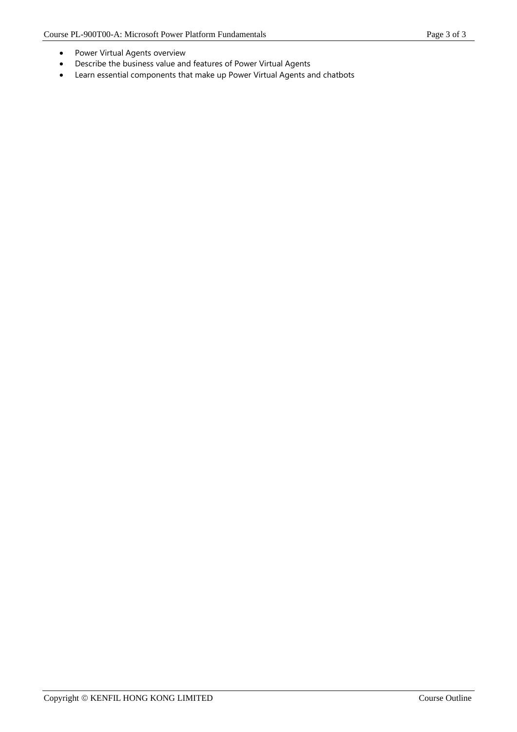- Power Virtual Agents overview
- Describe the business value and features of Power Virtual Agents
- Learn essential components that make up Power Virtual Agents and chatbots